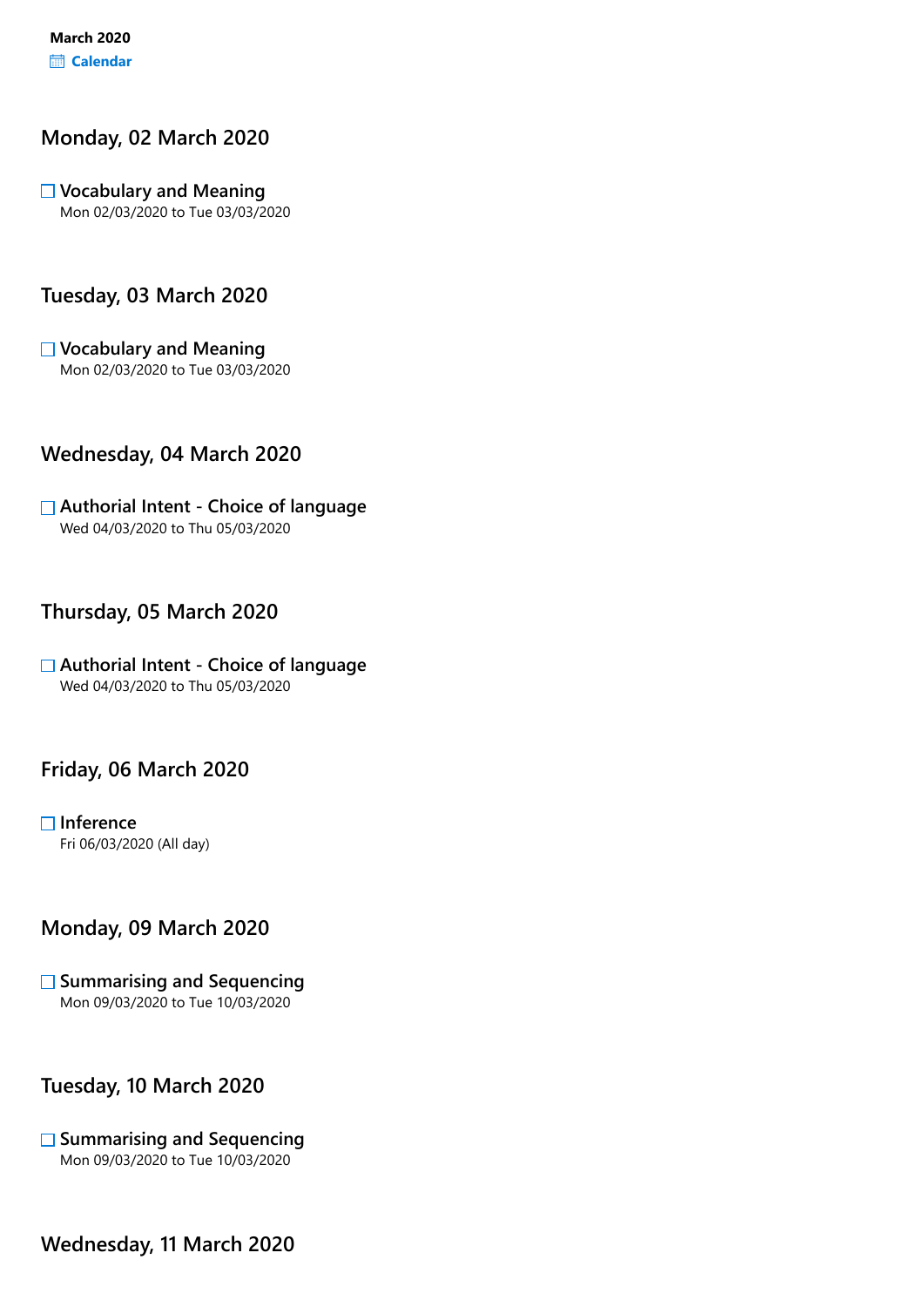**March 2020**
**Calendar**

## Monday, 02 March 2020

- [ ] **Vocabulary and Meaning**
  Mon 02/03/2020 to Tue 03/03/2020

## Tuesday, 03 March 2020

- [ ] **Vocabulary and Meaning**
  Mon 02/03/2020 to Tue 03/03/2020

## Wednesday, 04 March 2020

- [ ] **Authorial Intent - Choice of language**
  Wed 04/03/2020 to Thu 05/03/2020

## Thursday, 05 March 2020

- [ ] **Authorial Intent - Choice of language**
  Wed 04/03/2020 to Thu 05/03/2020

## Friday, 06 March 2020

- [ ] **Inference**
  Fri 06/03/2020 (All day)

## Monday, 09 March 2020

- [ ] **Summarising and Sequencing**
  Mon 09/03/2020 to Tue 10/03/2020

## Tuesday, 10 March 2020

- [ ] **Summarising and Sequencing**
  Mon 09/03/2020 to Tue 10/03/2020

## Wednesday, 11 March 2020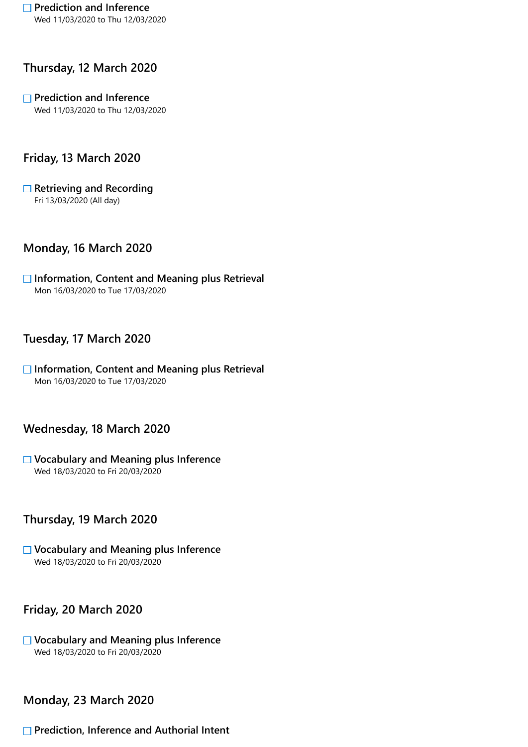- [ ] **Prediction and Inference**
  Wed 11/03/2020 to Thu 12/03/2020

## Thursday, 12 March 2020

- [ ] **Prediction and Inference**
  Wed 11/03/2020 to Thu 12/03/2020

## Friday, 13 March 2020

- [ ] **Retrieving and Recording**
  Fri 13/03/2020 (All day)

## Monday, 16 March 2020

- [ ] **Information, Content and Meaning plus Retrieval**
  Mon 16/03/2020 to Tue 17/03/2020

## Tuesday, 17 March 2020

- [ ] **Information, Content and Meaning plus Retrieval**
  Mon 16/03/2020 to Tue 17/03/2020

## Wednesday, 18 March 2020

- [ ] **Vocabulary and Meaning plus Inference**
  Wed 18/03/2020 to Fri 20/03/2020

## Thursday, 19 March 2020

- [ ] **Vocabulary and Meaning plus Inference**
  Wed 18/03/2020 to Fri 20/03/2020

## Friday, 20 March 2020

- [ ] **Vocabulary and Meaning plus Inference**
  Wed 18/03/2020 to Fri 20/03/2020

## Monday, 23 March 2020

- [ ] **Prediction, Inference and Authorial Intent**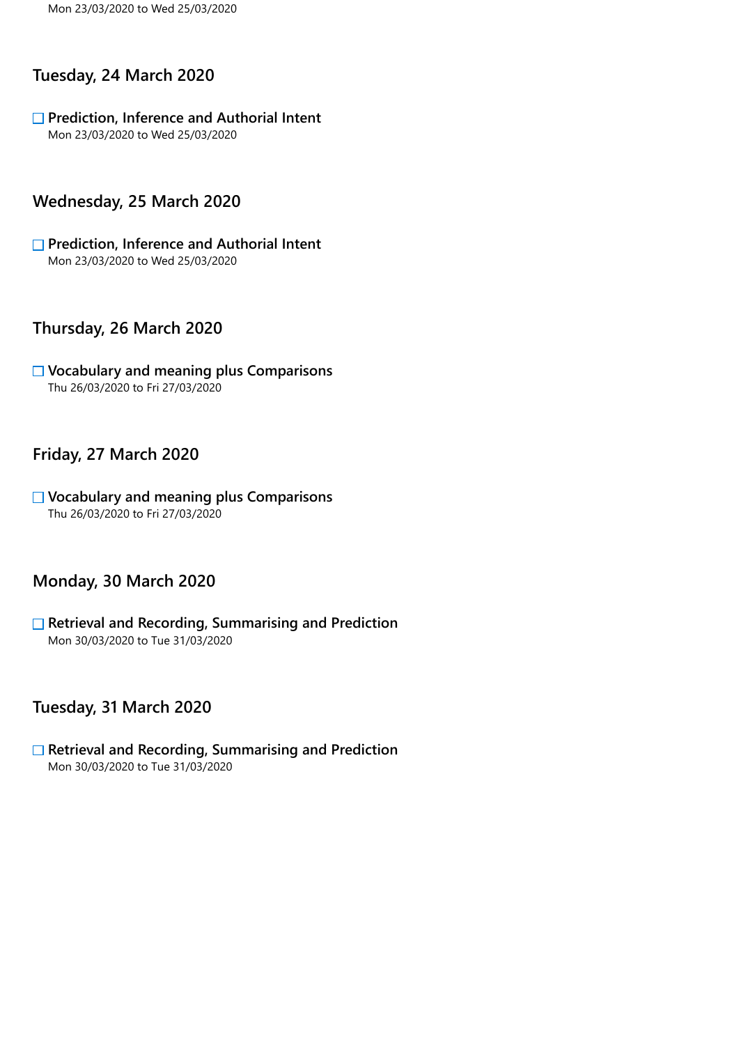Mon 23/03/2020 to Wed 25/03/2020

## Tuesday, 24 March 2020

- [ ] **Prediction, Inference and Authorial Intent**
  Mon 23/03/2020 to Wed 25/03/2020

## Wednesday, 25 March 2020

- [ ] **Prediction, Inference and Authorial Intent**
  Mon 23/03/2020 to Wed 25/03/2020

## Thursday, 26 March 2020

- [ ] **Vocabulary and meaning plus Comparisons**
  Thu 26/03/2020 to Fri 27/03/2020

## Friday, 27 March 2020

- [ ] **Vocabulary and meaning plus Comparisons**
  Thu 26/03/2020 to Fri 27/03/2020

## Monday, 30 March 2020

- [ ] **Retrieval and Recording, Summarising and Prediction**
  Mon 30/03/2020 to Tue 31/03/2020

## Tuesday, 31 March 2020

- [ ] **Retrieval and Recording, Summarising and Prediction**
  Mon 30/03/2020 to Tue 31/03/2020